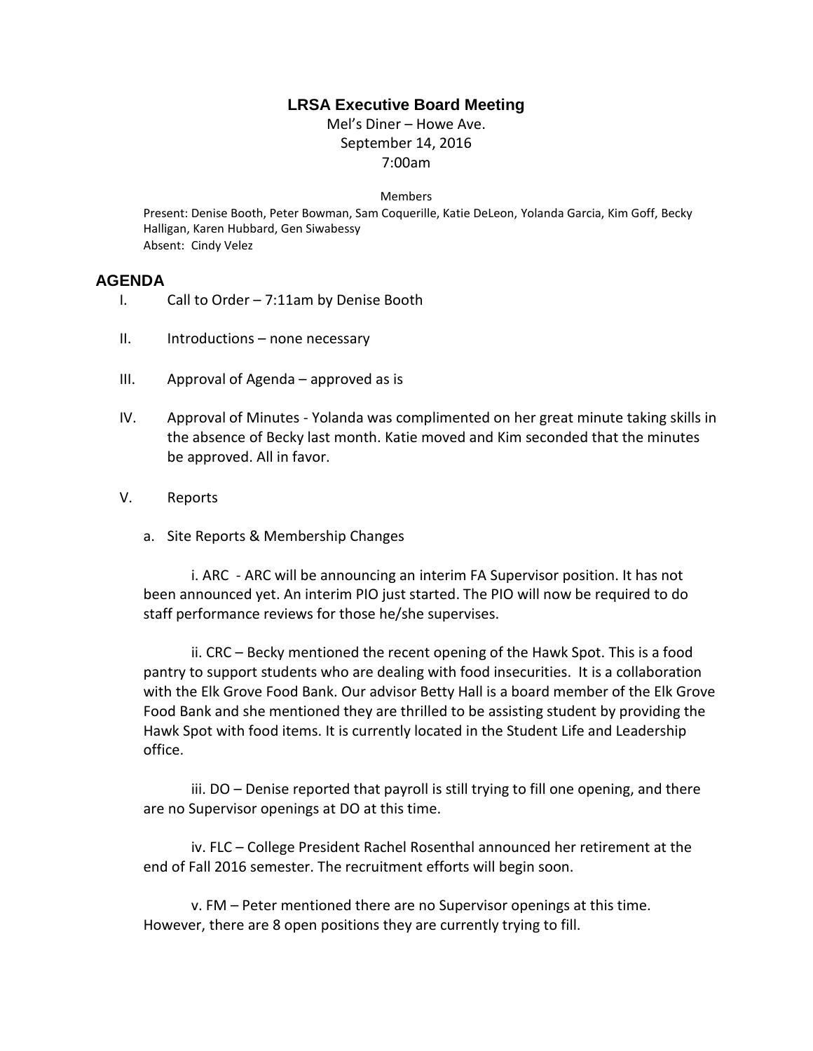# LRSA Executive Board Meeting

Mel's Diner – Howe Ave.
September 14, 2016
7:00am

Members

Present: Denise Booth, Peter Bowman, Sam Coquerille, Katie DeLeon, Yolanda Garcia, Kim Goff, Becky Halligan, Karen Hubbard, Gen Siwabessy
Absent: Cindy Velez

## AGENDA

I. Call to Order – 7:11am by Denise Booth

II. Introductions – none necessary

III. Approval of Agenda – approved as is

IV. Approval of Minutes - Yolanda was complimented on her great minute taking skills in the absence of Becky last month. Katie moved and Kim seconded that the minutes be approved. All in favor.

V. Reports

a. Site Reports & Membership Changes

i. ARC - ARC will be announcing an interim FA Supervisor position. It has not been announced yet. An interim PIO just started. The PIO will now be required to do staff performance reviews for those he/she supervises.

ii. CRC – Becky mentioned the recent opening of the Hawk Spot. This is a food pantry to support students who are dealing with food insecurities. It is a collaboration with the Elk Grove Food Bank. Our advisor Betty Hall is a board member of the Elk Grove Food Bank and she mentioned they are thrilled to be assisting student by providing the Hawk Spot with food items. It is currently located in the Student Life and Leadership office.

iii. DO – Denise reported that payroll is still trying to fill one opening, and there are no Supervisor openings at DO at this time.

iv. FLC – College President Rachel Rosenthal announced her retirement at the end of Fall 2016 semester. The recruitment efforts will begin soon.

v. FM – Peter mentioned there are no Supervisor openings at this time. However, there are 8 open positions they are currently trying to fill.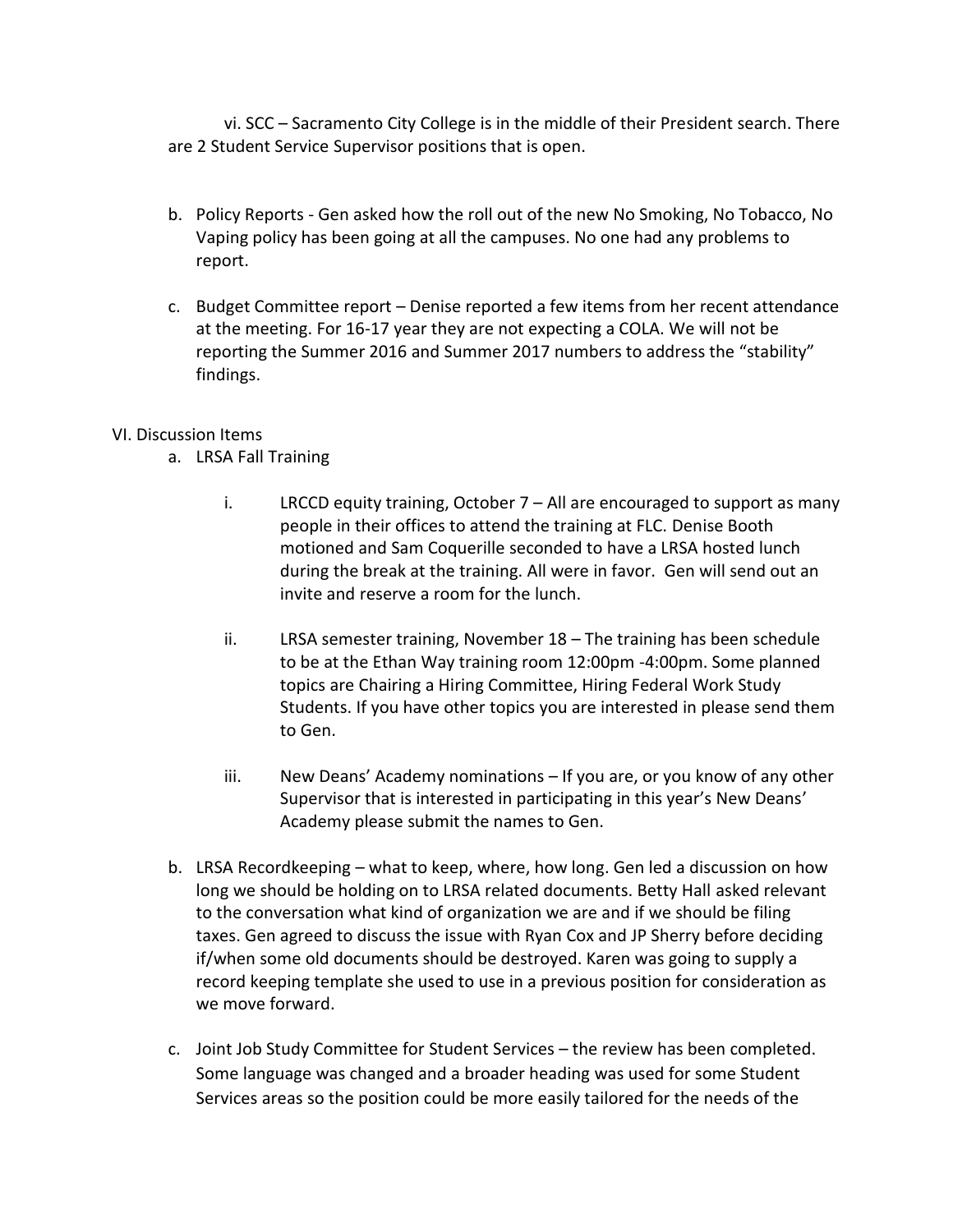vi. SCC – Sacramento City College is in the middle of their President search. There are 2 Student Service Supervisor positions that is open.

b. Policy Reports - Gen asked how the roll out of the new No Smoking, No Tobacco, No Vaping policy has been going at all the campuses. No one had any problems to report.

c. Budget Committee report – Denise reported a few items from her recent attendance at the meeting. For 16-17 year they are not expecting a COLA. We will not be reporting the Summer 2016 and Summer 2017 numbers to address the "stability" findings.

VI. Discussion Items

a. LRSA Fall Training

i. LRCCD equity training, October 7 – All are encouraged to support as many people in their offices to attend the training at FLC. Denise Booth motioned and Sam Coquerille seconded to have a LRSA hosted lunch during the break at the training. All were in favor. Gen will send out an invite and reserve a room for the lunch.

ii. LRSA semester training, November 18 – The training has been schedule to be at the Ethan Way training room 12:00pm -4:00pm. Some planned topics are Chairing a Hiring Committee, Hiring Federal Work Study Students. If you have other topics you are interested in please send them to Gen.

iii. New Deans' Academy nominations – If you are, or you know of any other Supervisor that is interested in participating in this year's New Deans' Academy please submit the names to Gen.

b. LRSA Recordkeeping – what to keep, where, how long. Gen led a discussion on how long we should be holding on to LRSA related documents. Betty Hall asked relevant to the conversation what kind of organization we are and if we should be filing taxes. Gen agreed to discuss the issue with Ryan Cox and JP Sherry before deciding if/when some old documents should be destroyed. Karen was going to supply a record keeping template she used to use in a previous position for consideration as we move forward.

c. Joint Job Study Committee for Student Services – the review has been completed. Some language was changed and a broader heading was used for some Student Services areas so the position could be more easily tailored for the needs of the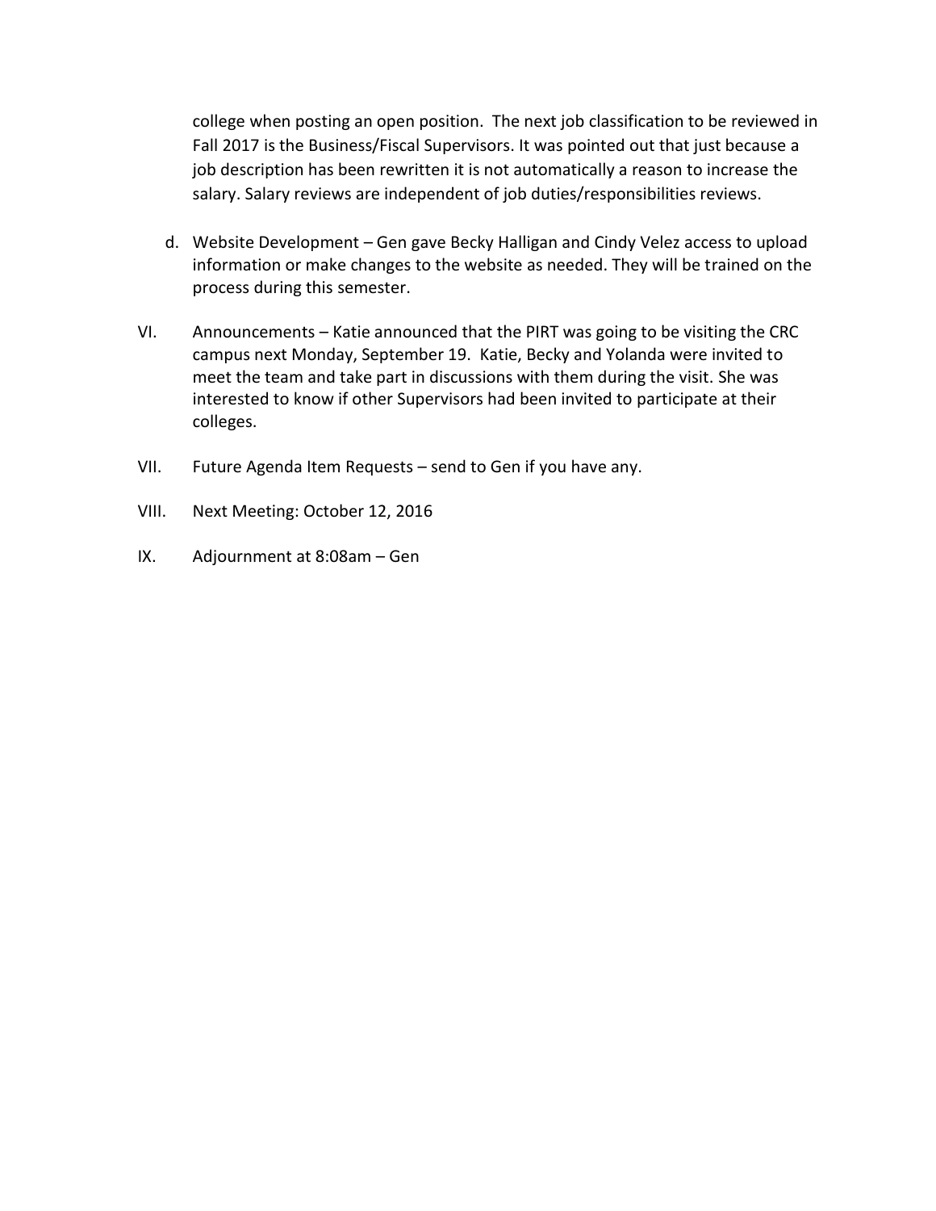college when posting an open position. The next job classification to be reviewed in Fall 2017 is the Business/Fiscal Supervisors. It was pointed out that just because a job description has been rewritten it is not automatically a reason to increase the salary. Salary reviews are independent of job duties/responsibilities reviews.

d. Website Development – Gen gave Becky Halligan and Cindy Velez access to upload information or make changes to the website as needed. They will be trained on the process during this semester.

VI. Announcements – Katie announced that the PIRT was going to be visiting the CRC campus next Monday, September 19. Katie, Becky and Yolanda were invited to meet the team and take part in discussions with them during the visit. She was interested to know if other Supervisors had been invited to participate at their colleges.

VII. Future Agenda Item Requests – send to Gen if you have any.

VIII. Next Meeting: October 12, 2016

IX. Adjournment at 8:08am – Gen